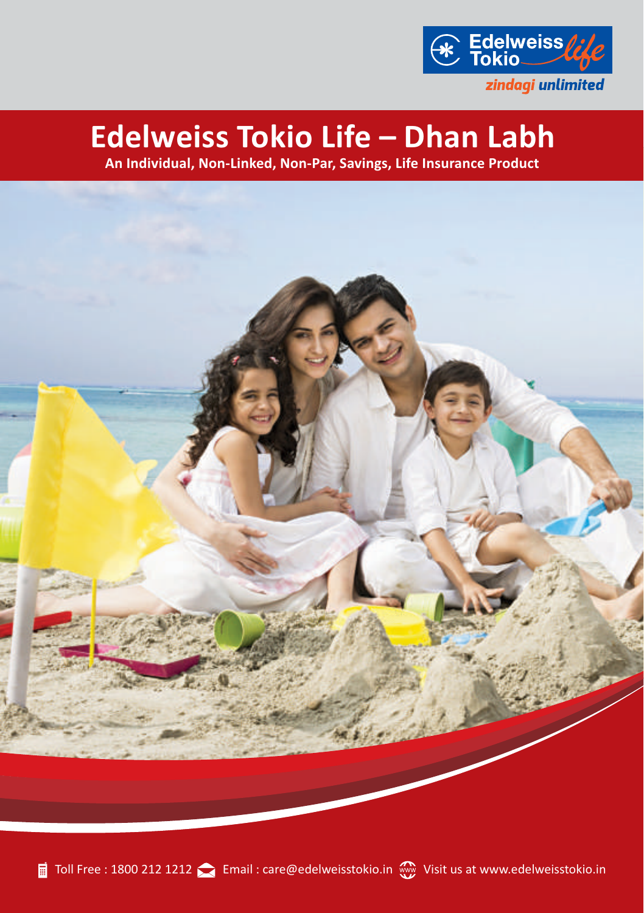Edelweiss Tokio *life*

*zindagi unlimited*

# Edelweiss Tokio Life – Dhan Labh

**An Individual, Non-Linked, Non-Par, Savings, Life Insurance Product**

Toll Free : 1800 212 1212 Email : care@edelweisstokio.in Visit us at www.edelweisstokio.in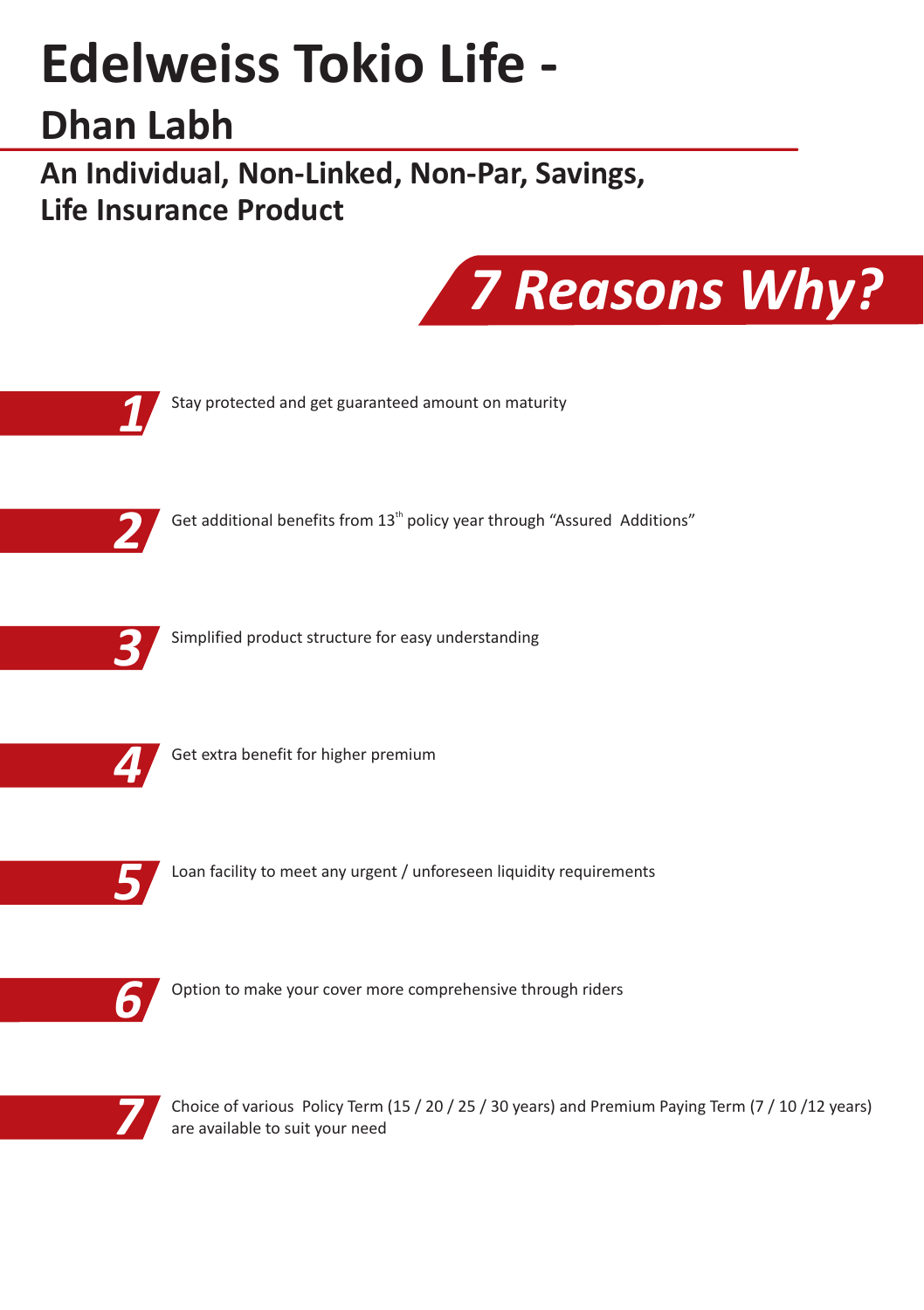# Edelweiss Tokio Life -

## Dhan Labh

### An Individual, Non-Linked, Non-Par, Savings, Life Insurance Product

## 7 Reasons Why?

1. Stay protected and get guaranteed amount on maturity
2. Get additional benefits from 13th policy year through "Assured Additions"
3. Simplified product structure for easy understanding
4. Get extra benefit for higher premium
5. Loan facility to meet any urgent / unforeseen liquidity requirements
6. Option to make your cover more comprehensive through riders
7. Choice of various Policy Term (15 / 20 / 25 / 30 years) and Premium Paying Term (7 / 10 /12 years) are available to suit your need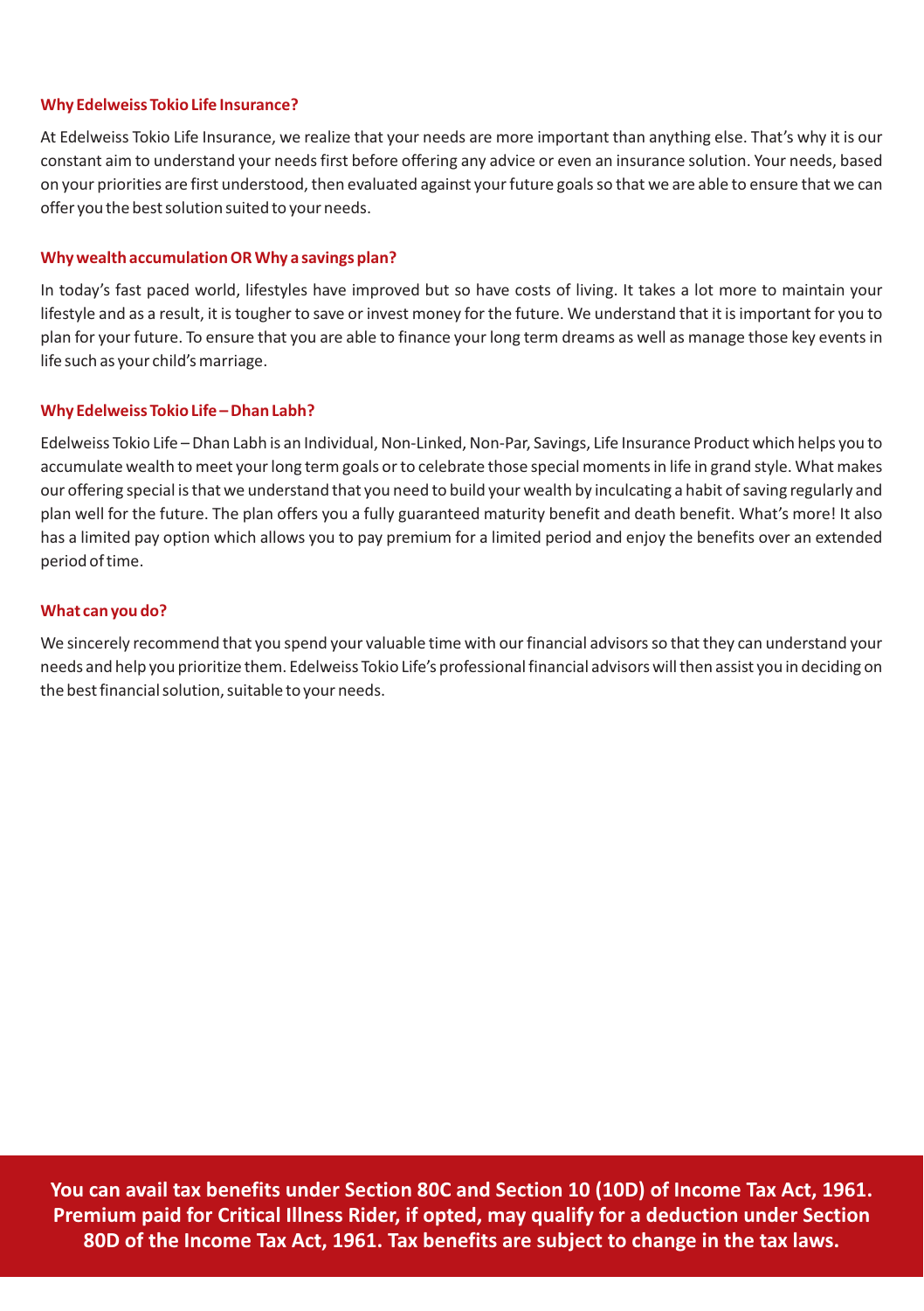### Why Edelweiss Tokio Life Insurance?

At Edelweiss Tokio Life Insurance, we realize that your needs are more important than anything else. That's why it is our constant aim to understand your needs first before offering any advice or even an insurance solution. Your needs, based on your priorities are first understood, then evaluated against your future goals so that we are able to ensure that we can offer you the best solution suited to your needs.

### Why wealth accumulation OR Why a savings plan?

In today's fast paced world, lifestyles have improved but so have costs of living. It takes a lot more to maintain your lifestyle and as a result, it is tougher to save or invest money for the future. We understand that it is important for you to plan for your future. To ensure that you are able to finance your long term dreams as well as manage those key events in life such as your child's marriage.

### Why Edelweiss Tokio Life – Dhan Labh?

Edelweiss Tokio Life – Dhan Labh is an Individual, Non-Linked, Non-Par, Savings, Life Insurance Product which helps you to accumulate wealth to meet your long term goals or to celebrate those special moments in life in grand style. What makes our offering special is that we understand that you need to build your wealth by inculcating a habit of saving regularly and plan well for the future. The plan offers you a fully guaranteed maturity benefit and death benefit. What's more! It also has a limited pay option which allows you to pay premium for a limited period and enjoy the benefits over an extended period of time.

### What can you do?

We sincerely recommend that you spend your valuable time with our financial advisors so that they can understand your needs and help you prioritize them. Edelweiss Tokio Life's professional financial advisors will then assist you in deciding on the best financial solution, suitable to your needs.

**You can avail tax benefits under Section 80C and Section 10 (10D) of Income Tax Act, 1961. Premium paid for Critical Illness Rider, if opted, may qualify for a deduction under Section 80D of the Income Tax Act, 1961. Tax benefits are subject to change in the tax laws.**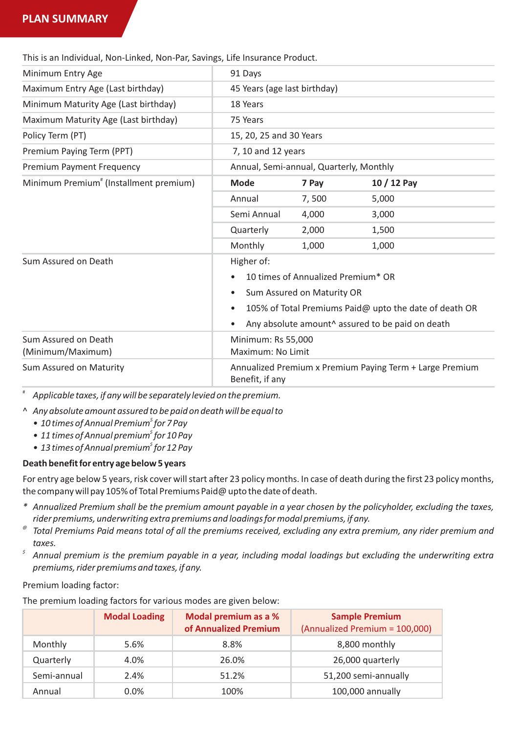## PLAN SUMMARY

This is an Individual, Non-Linked, Non-Par, Savings, Life Insurance Product.

| | | | |
|---|---|---|---|
| Minimum Entry Age | 91 Days | | |
| Maximum Entry Age (Last birthday) | 45 Years (age last birthday) | | |
| Minimum Maturity Age (Last birthday) | 18 Years | | |
| Maximum Maturity Age (Last birthday) | 75 Years | | |
| Policy Term (PT) | 15, 20, 25 and 30 Years | | |
| Premium Paying Term (PPT) | 7, 10 and 12 years | | |
| Premium Payment Frequency | Annual, Semi-annual, Quarterly, Monthly | | |
| Minimum Premium[#] (Installment premium) | **Mode** | **7 Pay** | **10 / 12 Pay** |
| | Annual | 7, 500 | 5,000 |
| | Semi Annual | 4,000 | 3,000 |
| | Quarterly | 2,000 | 1,500 |
| | Monthly | 1,000 | 1,000 |
| Sum Assured on Death | Higher of:<br>• 10 times of Annualized Premium* OR<br>• Sum Assured on Maturity OR<br>• 105% of Total Premiums Paid@ upto the date of death OR<br>• Any absolute amount^ assured to be paid on death | | |
| Sum Assured on Death (Minimum/Maximum) | Minimum: Rs 55,000<br>Maximum: No Limit | | |
| Sum Assured on Maturity | Annualized Premium x Premium Paying Term + Large Premium Benefit, if any | | |

[#] *Applicable taxes, if any will be separately levied on the premium.*

^ *Any absolute amount assured to be paid on death will be equal to*

- *10 times of Annual Premium[$] for 7 Pay*
- *11 times of Annual premium[$] for 10 Pay*
- *13 times of Annual premium[$] for 12 Pay*

**Death benefit for entry age below 5 years**

For entry age below 5 years, risk cover will start after 23 policy months. In case of death during the first 23 policy months, the company will pay 105% of Total Premiums Paid@ upto the date of death.

\* *Annualized Premium shall be the premium amount payable in a year chosen by the policyholder, excluding the taxes, rider premiums, underwriting extra premiums and loadings for modal premiums, if any.*

[@] *Total Premiums Paid means total of all the premiums received, excluding any extra premium, any rider premium and taxes.*

[$] *Annual premium is the premium payable in a year, including modal loadings but excluding the underwriting extra premiums, rider premiums and taxes, if any.*

Premium loading factor:

The premium loading factors for various modes are given below:

| | Modal Loading | Modal premium as a % of Annualized Premium | Sample Premium (Annualized Premium = 100,000) |
|---|---|---|---|
| Monthly | 5.6% | 8.8% | 8,800 monthly |
| Quarterly | 4.0% | 26.0% | 26,000 quarterly |
| Semi-annual | 2.4% | 51.2% | 51,200 semi-annually |
| Annual | 0.0% | 100% | 100,000 annually |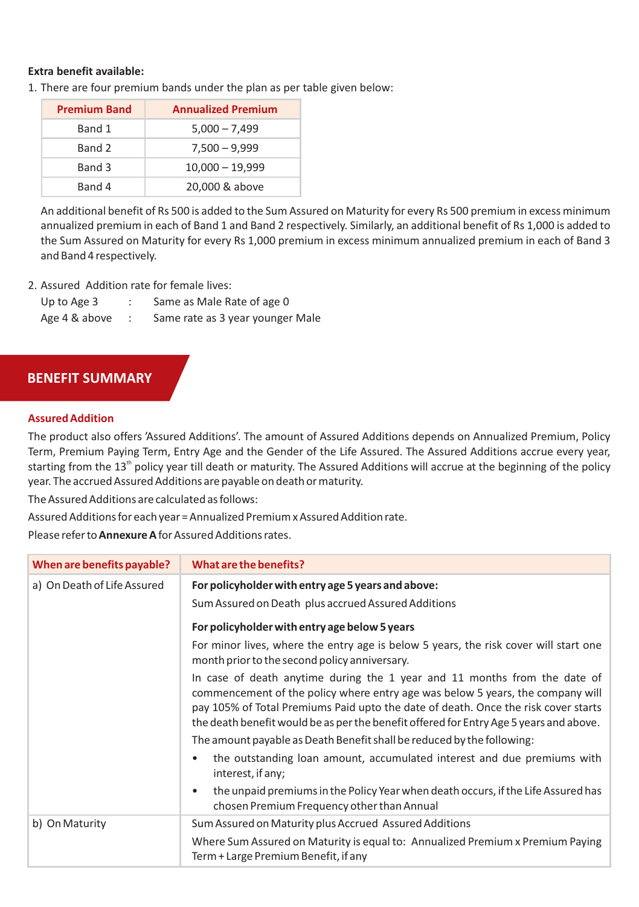**Extra benefit available:**

1. There are four premium bands under the plan as per table given below:

| Premium Band | Annualized Premium |
|---|---|
| Band 1 | 5,000 – 7,499 |
| Band 2 | 7,500 – 9,999 |
| Band 3 | 10,000 – 19,999 |
| Band 4 | 20,000 & above |

An additional benefit of Rs 500 is added to the Sum Assured on Maturity for every Rs 500 premium in excess minimum annualized premium in each of Band 1 and Band 2 respectively. Similarly, an additional benefit of Rs 1,000 is added to the Sum Assured on Maturity for every Rs 1,000 premium in excess minimum annualized premium in each of Band 3 and Band 4 respectively.

2. Assured Addition rate for female lives:

Up to Age 3 : Same as Male Rate of age 0

Age 4 & above : Same rate as 3 year younger Male

## BENEFIT SUMMARY

### Assured Addition

The product also offers 'Assured Additions'. The amount of Assured Additions depends on Annualized Premium, Policy Term, Premium Paying Term, Entry Age and the Gender of the Life Assured. The Assured Additions accrue every year, starting from the 13th policy year till death or maturity. The Assured Additions will accrue at the beginning of the policy year. The accrued Assured Additions are payable on death or maturity.

The Assured Additions are calculated as follows:

Assured Additions for each year = Annualized Premium x Assured Addition rate.

Please refer to **Annexure A** for Assured Additions rates.

| When are benefits payable? | What are the benefits? |
|---|---|
| a) On Death of Life Assured | **For policyholder with entry age 5 years and above:**<br>Sum Assured on Death plus accrued Assured Additions<br><br>**For policyholder with entry age below 5 years**<br>For minor lives, where the entry age is below 5 years, the risk cover will start one month prior to the second policy anniversary.<br>In case of death anytime during the 1 year and 11 months from the date of commencement of the policy where entry age was below 5 years, the company will pay 105% of Total Premiums Paid upto the date of death. Once the risk cover starts the death benefit would be as per the benefit offered for Entry Age 5 years and above.<br>The amount payable as Death Benefit shall be reduced by the following:<br>• the outstanding loan amount, accumulated interest and due premiums with interest, if any;<br>• the unpaid premiums in the Policy Year when death occurs, if the Life Assured has chosen Premium Frequency other than Annual |
| b) On Maturity | Sum Assured on Maturity plus Accrued Assured Additions<br>Where Sum Assured on Maturity is equal to: Annualized Premium x Premium Paying Term + Large Premium Benefit, if any |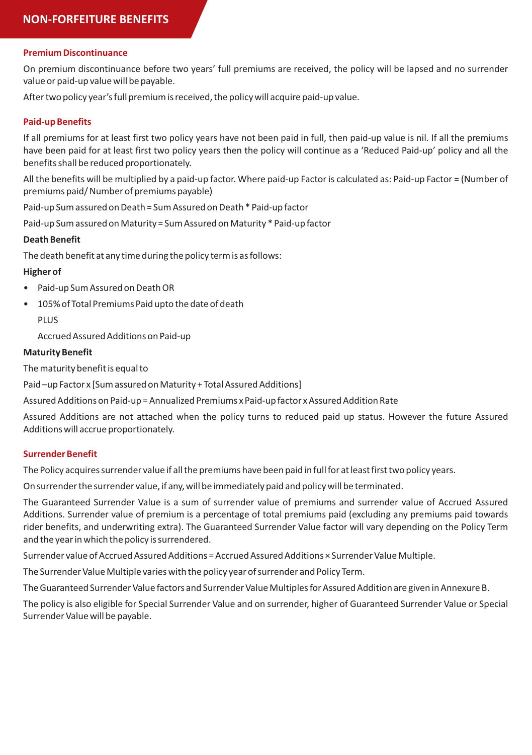# NON-FORFEITURE BENEFITS

## Premium Discontinuance

On premium discontinuance before two years' full premiums are received, the policy will be lapsed and no surrender value or paid-up value will be payable.

After two policy year's full premium is received, the policy will acquire paid-up value.

## Paid-up Benefits

If all premiums for at least first two policy years have not been paid in full, then paid-up value is nil. If all the premiums have been paid for at least first two policy years then the policy will continue as a 'Reduced Paid-up' policy and all the benefits shall be reduced proportionately.

All the benefits will be multiplied by a paid-up factor. Where paid-up Factor is calculated as: Paid-up Factor = (Number of premiums paid/ Number of premiums payable)

Paid-up Sum assured on Death = Sum Assured on Death * Paid-up factor

Paid-up Sum assured on Maturity = Sum Assured on Maturity * Paid-up factor

**Death Benefit**

The death benefit at any time during the policy term is as follows:

**Higher of**

- Paid-up Sum Assured on Death OR
- 105% of Total Premiums Paid upto the date of death

  PLUS

  Accrued Assured Additions on Paid-up

**Maturity Benefit**

The maturity benefit is equal to

Paid –up Factor x [Sum assured on Maturity + Total Assured Additions]

Assured Additions on Paid-up = Annualized Premiums x Paid-up factor x Assured Addition Rate

Assured Additions are not attached when the policy turns to reduced paid up status. However the future Assured Additions will accrue proportionately.

## Surrender Benefit

The Policy acquires surrender value if all the premiums have been paid in full for at least first two policy years.

On surrender the surrender value, if any, will be immediately paid and policy will be terminated.

The Guaranteed Surrender Value is a sum of surrender value of premiums and surrender value of Accrued Assured Additions. Surrender value of premium is a percentage of total premiums paid (excluding any premiums paid towards rider benefits, and underwriting extra). The Guaranteed Surrender Value factor will vary depending on the Policy Term and the year in which the policy is surrendered.

Surrender value of Accrued Assured Additions = Accrued Assured Additions × Surrender Value Multiple.

The Surrender Value Multiple varies with the policy year of surrender and Policy Term.

The Guaranteed Surrender Value factors and Surrender Value Multiples for Assured Addition are given in Annexure B.

The policy is also eligible for Special Surrender Value and on surrender, higher of Guaranteed Surrender Value or Special Surrender Value will be payable.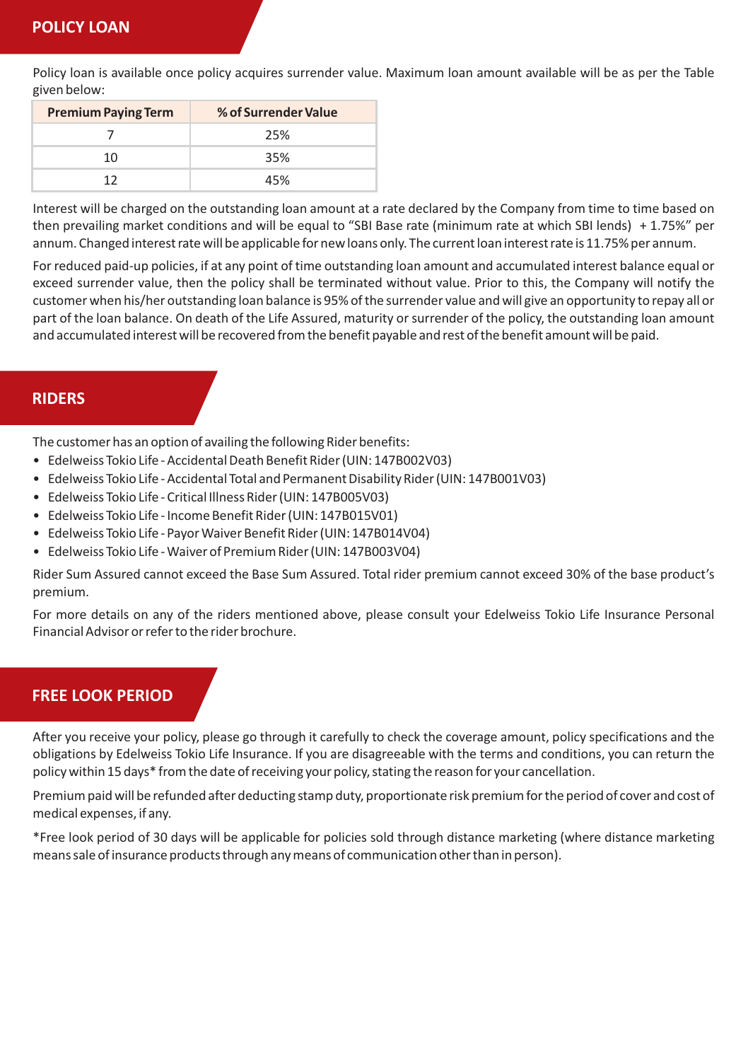## POLICY LOAN

Policy loan is available once policy acquires surrender value. Maximum loan amount available will be as per the Table given below:

| Premium Paying Term | % of Surrender Value |
| --- | --- |
| 7 | 25% |
| 10 | 35% |
| 12 | 45% |

Interest will be charged on the outstanding loan amount at a rate declared by the Company from time to time based on then prevailing market conditions and will be equal to "SBI Base rate (minimum rate at which SBI lends) + 1.75%" per annum. Changed interest rate will be applicable for new loans only. The current loan interest rate is 11.75% per annum.

For reduced paid-up policies, if at any point of time outstanding loan amount and accumulated interest balance equal or exceed surrender value, then the policy shall be terminated without value. Prior to this, the Company will notify the customer when his/her outstanding loan balance is 95% of the surrender value and will give an opportunity to repay all or part of the loan balance. On death of the Life Assured, maturity or surrender of the policy, the outstanding loan amount and accumulated interest will be recovered from the benefit payable and rest of the benefit amount will be paid.

## RIDERS

The customer has an option of availing the following Rider benefits:

- Edelweiss Tokio Life - Accidental Death Benefit Rider (UIN: 147B002V03)
- Edelweiss Tokio Life - Accidental Total and Permanent Disability Rider (UIN: 147B001V03)
- Edelweiss Tokio Life - Critical Illness Rider (UIN: 147B005V03)
- Edelweiss Tokio Life - Income Benefit Rider (UIN: 147B015V01)
- Edelweiss Tokio Life - Payor Waiver Benefit Rider (UIN: 147B014V04)
- Edelweiss Tokio Life - Waiver of Premium Rider (UIN: 147B003V04)

Rider Sum Assured cannot exceed the Base Sum Assured. Total rider premium cannot exceed 30% of the base product's premium.

For more details on any of the riders mentioned above, please consult your Edelweiss Tokio Life Insurance Personal Financial Advisor or refer to the rider brochure.

## FREE LOOK PERIOD

After you receive your policy, please go through it carefully to check the coverage amount, policy specifications and the obligations by Edelweiss Tokio Life Insurance. If you are disagreeable with the terms and conditions, you can return the policy within 15 days* from the date of receiving your policy, stating the reason for your cancellation.

Premium paid will be refunded after deducting stamp duty, proportionate risk premium for the period of cover and cost of medical expenses, if any.

*Free look period of 30 days will be applicable for policies sold through distance marketing (where distance marketing means sale of insurance products through any means of communication other than in person).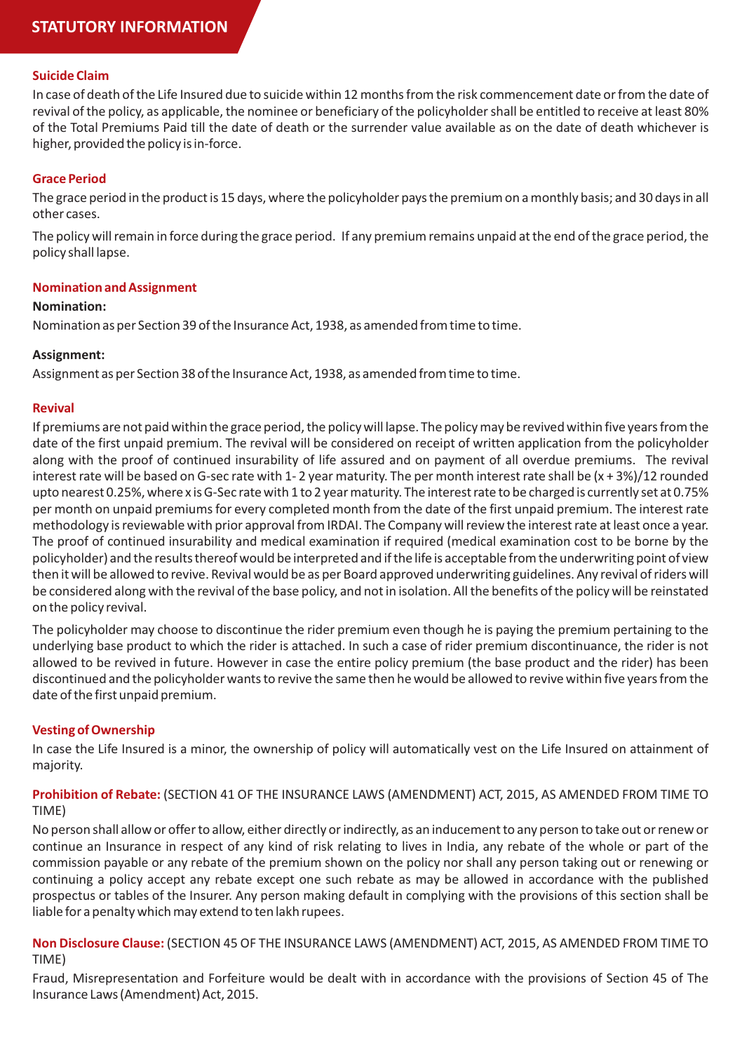## STATUTORY INFORMATION

### Suicide Claim

In case of death of the Life Insured due to suicide within 12 months from the risk commencement date or from the date of revival of the policy, as applicable, the nominee or beneficiary of the policyholder shall be entitled to receive at least 80% of the Total Premiums Paid till the date of death or the surrender value available as on the date of death whichever is higher, provided the policy is in-force.

### Grace Period

The grace period in the product is 15 days, where the policyholder pays the premium on a monthly basis; and 30 days in all other cases.

The policy will remain in force during the grace period. If any premium remains unpaid at the end of the grace period, the policy shall lapse.

### Nomination and Assignment

**Nomination:**

Nomination as per Section 39 of the Insurance Act, 1938, as amended from time to time.

**Assignment:**

Assignment as per Section 38 of the Insurance Act, 1938, as amended from time to time.

### Revival

If premiums are not paid within the grace period, the policy will lapse. The policy may be revived within five years from the date of the first unpaid premium. The revival will be considered on receipt of written application from the policyholder along with the proof of continued insurability of life assured and on payment of all overdue premiums. The revival interest rate will be based on G-sec rate with 1- 2 year maturity. The per month interest rate shall be (x + 3%)/12 rounded upto nearest 0.25%, where x is G-Sec rate with 1 to 2 year maturity. The interest rate to be charged is currently set at 0.75% per month on unpaid premiums for every completed month from the date of the first unpaid premium. The interest rate methodology is reviewable with prior approval from IRDAI. The Company will review the interest rate at least once a year. The proof of continued insurability and medical examination if required (medical examination cost to be borne by the policyholder) and the results thereof would be interpreted and if the life is acceptable from the underwriting point of view then it will be allowed to revive. Revival would be as per Board approved underwriting guidelines. Any revival of riders will be considered along with the revival of the base policy, and not in isolation. All the benefits of the policy will be reinstated on the policy revival.

The policyholder may choose to discontinue the rider premium even though he is paying the premium pertaining to the underlying base product to which the rider is attached. In such a case of rider premium discontinuance, the rider is not allowed to be revived in future. However in case the entire policy premium (the base product and the rider) has been discontinued and the policyholder wants to revive the same then he would be allowed to revive within five years from the date of the first unpaid premium.

### Vesting of Ownership

In case the Life Insured is a minor, the ownership of policy will automatically vest on the Life Insured on attainment of majority.

**Prohibition of Rebate:** (SECTION 41 OF THE INSURANCE LAWS (AMENDMENT) ACT, 2015, AS AMENDED FROM TIME TO TIME)

No person shall allow or offer to allow, either directly or indirectly, as an inducement to any person to take out or renew or continue an Insurance in respect of any kind of risk relating to lives in India, any rebate of the whole or part of the commission payable or any rebate of the premium shown on the policy nor shall any person taking out or renewing or continuing a policy accept any rebate except one such rebate as may be allowed in accordance with the published prospectus or tables of the Insurer. Any person making default in complying with the provisions of this section shall be liable for a penalty which may extend to ten lakh rupees.

**Non Disclosure Clause:** (SECTION 45 OF THE INSURANCE LAWS (AMENDMENT) ACT, 2015, AS AMENDED FROM TIME TO TIME)

Fraud, Misrepresentation and Forfeiture would be dealt with in accordance with the provisions of Section 45 of The Insurance Laws (Amendment) Act, 2015.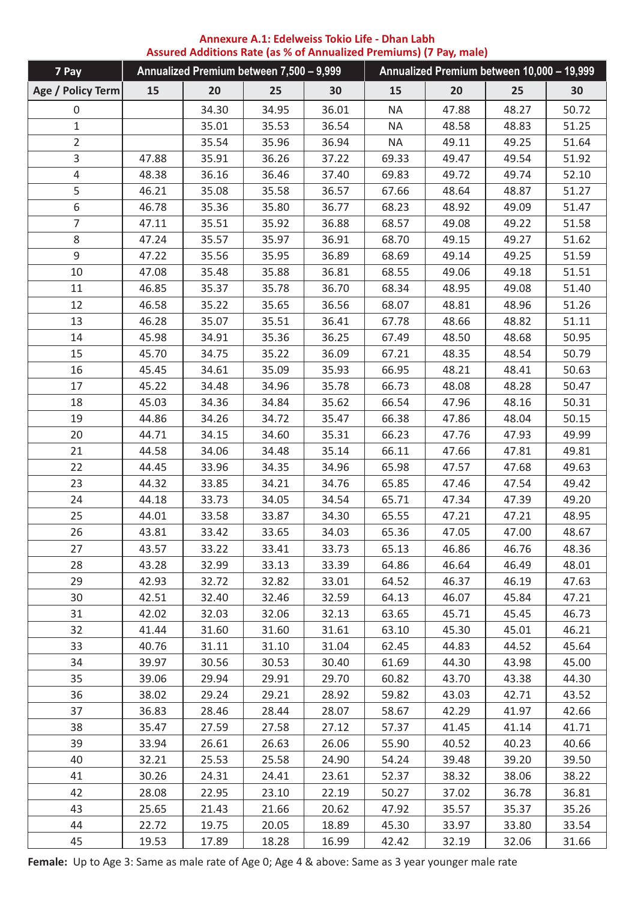**Annexure A.1: Edelweiss Tokio Life - Dhan Labh**
**Assured Additions Rate (as % of Annualized Premiums) (7 Pay, male)**

| 7 Pay | Annualized Premium between 7,500 – 9,999 | | | | Annualized Premium between 10,000 – 19,999 | | | |
|---|---|---|---|---|---|---|---|---|
| Age / Policy Term | 15 | 20 | 25 | 30 | 15 | 20 | 25 | 30 |
| 0 | | 34.30 | 34.95 | 36.01 | NA | 47.88 | 48.27 | 50.72 |
| 1 | | 35.01 | 35.53 | 36.54 | NA | 48.58 | 48.83 | 51.25 |
| 2 | | 35.54 | 35.96 | 36.94 | NA | 49.11 | 49.25 | 51.64 |
| 3 | 47.88 | 35.91 | 36.26 | 37.22 | 69.33 | 49.47 | 49.54 | 51.92 |
| 4 | 48.38 | 36.16 | 36.46 | 37.40 | 69.83 | 49.72 | 49.74 | 52.10 |
| 5 | 46.21 | 35.08 | 35.58 | 36.57 | 67.66 | 48.64 | 48.87 | 51.27 |
| 6 | 46.78 | 35.36 | 35.80 | 36.77 | 68.23 | 48.92 | 49.09 | 51.47 |
| 7 | 47.11 | 35.51 | 35.92 | 36.88 | 68.57 | 49.08 | 49.22 | 51.58 |
| 8 | 47.24 | 35.57 | 35.97 | 36.91 | 68.70 | 49.15 | 49.27 | 51.62 |
| 9 | 47.22 | 35.56 | 35.95 | 36.89 | 68.69 | 49.14 | 49.25 | 51.59 |
| 10 | 47.08 | 35.48 | 35.88 | 36.81 | 68.55 | 49.06 | 49.18 | 51.51 |
| 11 | 46.85 | 35.37 | 35.78 | 36.70 | 68.34 | 48.95 | 49.08 | 51.40 |
| 12 | 46.58 | 35.22 | 35.65 | 36.56 | 68.07 | 48.81 | 48.96 | 51.26 |
| 13 | 46.28 | 35.07 | 35.51 | 36.41 | 67.78 | 48.66 | 48.82 | 51.11 |
| 14 | 45.98 | 34.91 | 35.36 | 36.25 | 67.49 | 48.50 | 48.68 | 50.95 |
| 15 | 45.70 | 34.75 | 35.22 | 36.09 | 67.21 | 48.35 | 48.54 | 50.79 |
| 16 | 45.45 | 34.61 | 35.09 | 35.93 | 66.95 | 48.21 | 48.41 | 50.63 |
| 17 | 45.22 | 34.48 | 34.96 | 35.78 | 66.73 | 48.08 | 48.28 | 50.47 |
| 18 | 45.03 | 34.36 | 34.84 | 35.62 | 66.54 | 47.96 | 48.16 | 50.31 |
| 19 | 44.86 | 34.26 | 34.72 | 35.47 | 66.38 | 47.86 | 48.04 | 50.15 |
| 20 | 44.71 | 34.15 | 34.60 | 35.31 | 66.23 | 47.76 | 47.93 | 49.99 |
| 21 | 44.58 | 34.06 | 34.48 | 35.14 | 66.11 | 47.66 | 47.81 | 49.81 |
| 22 | 44.45 | 33.96 | 34.35 | 34.96 | 65.98 | 47.57 | 47.68 | 49.63 |
| 23 | 44.32 | 33.85 | 34.21 | 34.76 | 65.85 | 47.46 | 47.54 | 49.42 |
| 24 | 44.18 | 33.73 | 34.05 | 34.54 | 65.71 | 47.34 | 47.39 | 49.20 |
| 25 | 44.01 | 33.58 | 33.87 | 34.30 | 65.55 | 47.21 | 47.21 | 48.95 |
| 26 | 43.81 | 33.42 | 33.65 | 34.03 | 65.36 | 47.05 | 47.00 | 48.67 |
| 27 | 43.57 | 33.22 | 33.41 | 33.73 | 65.13 | 46.86 | 46.76 | 48.36 |
| 28 | 43.28 | 32.99 | 33.13 | 33.39 | 64.86 | 46.64 | 46.49 | 48.01 |
| 29 | 42.93 | 32.72 | 32.82 | 33.01 | 64.52 | 46.37 | 46.19 | 47.63 |
| 30 | 42.51 | 32.40 | 32.46 | 32.59 | 64.13 | 46.07 | 45.84 | 47.21 |
| 31 | 42.02 | 32.03 | 32.06 | 32.13 | 63.65 | 45.71 | 45.45 | 46.73 |
| 32 | 41.44 | 31.60 | 31.60 | 31.61 | 63.10 | 45.30 | 45.01 | 46.21 |
| 33 | 40.76 | 31.11 | 31.10 | 31.04 | 62.45 | 44.83 | 44.52 | 45.64 |
| 34 | 39.97 | 30.56 | 30.53 | 30.40 | 61.69 | 44.30 | 43.98 | 45.00 |
| 35 | 39.06 | 29.94 | 29.91 | 29.70 | 60.82 | 43.70 | 43.38 | 44.30 |
| 36 | 38.02 | 29.24 | 29.21 | 28.92 | 59.82 | 43.03 | 42.71 | 43.52 |
| 37 | 36.83 | 28.46 | 28.44 | 28.07 | 58.67 | 42.29 | 41.97 | 42.66 |
| 38 | 35.47 | 27.59 | 27.58 | 27.12 | 57.37 | 41.45 | 41.14 | 41.71 |
| 39 | 33.94 | 26.61 | 26.63 | 26.06 | 55.90 | 40.52 | 40.23 | 40.66 |
| 40 | 32.21 | 25.53 | 25.58 | 24.90 | 54.24 | 39.48 | 39.20 | 39.50 |
| 41 | 30.26 | 24.31 | 24.41 | 23.61 | 52.37 | 38.32 | 38.06 | 38.22 |
| 42 | 28.08 | 22.95 | 23.10 | 22.19 | 50.27 | 37.02 | 36.78 | 36.81 |
| 43 | 25.65 | 21.43 | 21.66 | 20.62 | 47.92 | 35.57 | 35.37 | 35.26 |
| 44 | 22.72 | 19.75 | 20.05 | 18.89 | 45.30 | 33.97 | 33.80 | 33.54 |
| 45 | 19.53 | 17.89 | 18.28 | 16.99 | 42.42 | 32.19 | 32.06 | 31.66 |

**Female:** Up to Age 3: Same as male rate of Age 0; Age 4 & above: Same as 3 year younger male rate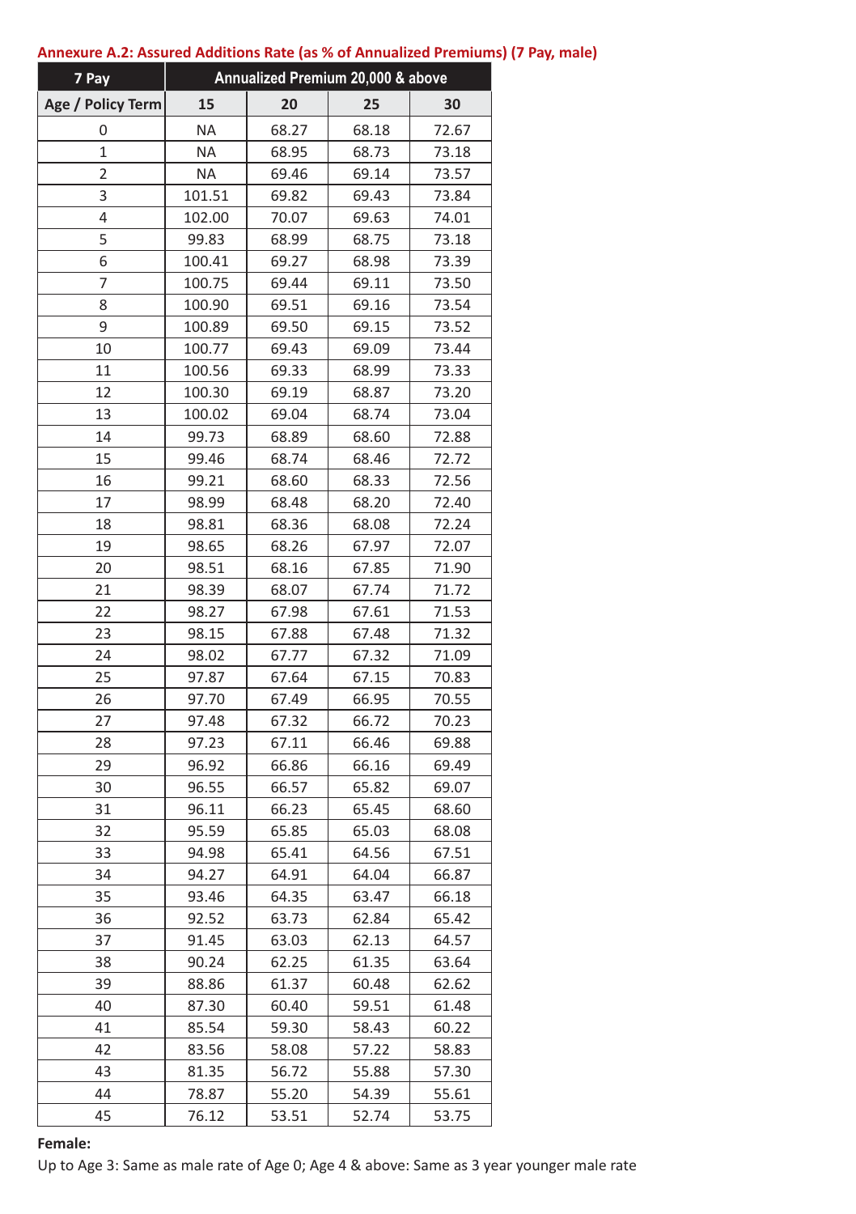### Annexure A.2: Assured Additions Rate (as % of Annualized Premiums) (7 Pay, male)

| 7 Pay | Annualized Premium 20,000 & above | | | |
|---|---|---|---|---|
| Age / Policy Term | 15 | 20 | 25 | 30 |
| 0 | NA | 68.27 | 68.18 | 72.67 |
| 1 | NA | 68.95 | 68.73 | 73.18 |
| 2 | NA | 69.46 | 69.14 | 73.57 |
| 3 | 101.51 | 69.82 | 69.43 | 73.84 |
| 4 | 102.00 | 70.07 | 69.63 | 74.01 |
| 5 | 99.83 | 68.99 | 68.75 | 73.18 |
| 6 | 100.41 | 69.27 | 68.98 | 73.39 |
| 7 | 100.75 | 69.44 | 69.11 | 73.50 |
| 8 | 100.90 | 69.51 | 69.16 | 73.54 |
| 9 | 100.89 | 69.50 | 69.15 | 73.52 |
| 10 | 100.77 | 69.43 | 69.09 | 73.44 |
| 11 | 100.56 | 69.33 | 68.99 | 73.33 |
| 12 | 100.30 | 69.19 | 68.87 | 73.20 |
| 13 | 100.02 | 69.04 | 68.74 | 73.04 |
| 14 | 99.73 | 68.89 | 68.60 | 72.88 |
| 15 | 99.46 | 68.74 | 68.46 | 72.72 |
| 16 | 99.21 | 68.60 | 68.33 | 72.56 |
| 17 | 98.99 | 68.48 | 68.20 | 72.40 |
| 18 | 98.81 | 68.36 | 68.08 | 72.24 |
| 19 | 98.65 | 68.26 | 67.97 | 72.07 |
| 20 | 98.51 | 68.16 | 67.85 | 71.90 |
| 21 | 98.39 | 68.07 | 67.74 | 71.72 |
| 22 | 98.27 | 67.98 | 67.61 | 71.53 |
| 23 | 98.15 | 67.88 | 67.48 | 71.32 |
| 24 | 98.02 | 67.77 | 67.32 | 71.09 |
| 25 | 97.87 | 67.64 | 67.15 | 70.83 |
| 26 | 97.70 | 67.49 | 66.95 | 70.55 |
| 27 | 97.48 | 67.32 | 66.72 | 70.23 |
| 28 | 97.23 | 67.11 | 66.46 | 69.88 |
| 29 | 96.92 | 66.86 | 66.16 | 69.49 |
| 30 | 96.55 | 66.57 | 65.82 | 69.07 |
| 31 | 96.11 | 66.23 | 65.45 | 68.60 |
| 32 | 95.59 | 65.85 | 65.03 | 68.08 |
| 33 | 94.98 | 65.41 | 64.56 | 67.51 |
| 34 | 94.27 | 64.91 | 64.04 | 66.87 |
| 35 | 93.46 | 64.35 | 63.47 | 66.18 |
| 36 | 92.52 | 63.73 | 62.84 | 65.42 |
| 37 | 91.45 | 63.03 | 62.13 | 64.57 |
| 38 | 90.24 | 62.25 | 61.35 | 63.64 |
| 39 | 88.86 | 61.37 | 60.48 | 62.62 |
| 40 | 87.30 | 60.40 | 59.51 | 61.48 |
| 41 | 85.54 | 59.30 | 58.43 | 60.22 |
| 42 | 83.56 | 58.08 | 57.22 | 58.83 |
| 43 | 81.35 | 56.72 | 55.88 | 57.30 |
| 44 | 78.87 | 55.20 | 54.39 | 55.61 |
| 45 | 76.12 | 53.51 | 52.74 | 53.75 |

**Female:**

Up to Age 3: Same as male rate of Age 0; Age 4 & above: Same as 3 year younger male rate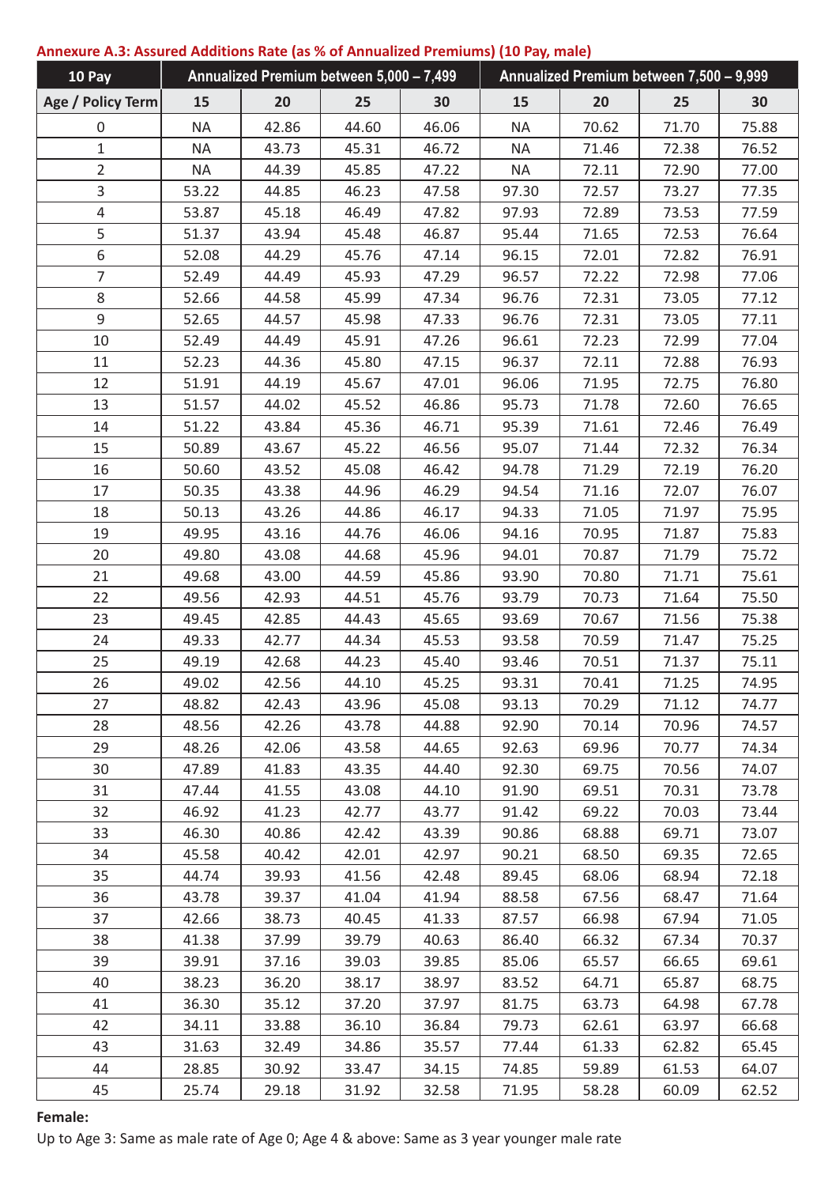**Annexure A.3: Assured Additions Rate (as % of Annualized Premiums) (10 Pay, male)**

| 10 Pay | Annualized Premium between 5,000 – 7,499 | | | | Annualized Premium between 7,500 – 9,999 | | | |
|---|---|---|---|---|---|---|---|---|
| Age / Policy Term | 15 | 20 | 25 | 30 | 15 | 20 | 25 | 30 |
| 0 | NA | 42.86 | 44.60 | 46.06 | NA | 70.62 | 71.70 | 75.88 |
| 1 | NA | 43.73 | 45.31 | 46.72 | NA | 71.46 | 72.38 | 76.52 |
| 2 | NA | 44.39 | 45.85 | 47.22 | NA | 72.11 | 72.90 | 77.00 |
| 3 | 53.22 | 44.85 | 46.23 | 47.58 | 97.30 | 72.57 | 73.27 | 77.35 |
| 4 | 53.87 | 45.18 | 46.49 | 47.82 | 97.93 | 72.89 | 73.53 | 77.59 |
| 5 | 51.37 | 43.94 | 45.48 | 46.87 | 95.44 | 71.65 | 72.53 | 76.64 |
| 6 | 52.08 | 44.29 | 45.76 | 47.14 | 96.15 | 72.01 | 72.82 | 76.91 |
| 7 | 52.49 | 44.49 | 45.93 | 47.29 | 96.57 | 72.22 | 72.98 | 77.06 |
| 8 | 52.66 | 44.58 | 45.99 | 47.34 | 96.76 | 72.31 | 73.05 | 77.12 |
| 9 | 52.65 | 44.57 | 45.98 | 47.33 | 96.76 | 72.31 | 73.05 | 77.11 |
| 10 | 52.49 | 44.49 | 45.91 | 47.26 | 96.61 | 72.23 | 72.99 | 77.04 |
| 11 | 52.23 | 44.36 | 45.80 | 47.15 | 96.37 | 72.11 | 72.88 | 76.93 |
| 12 | 51.91 | 44.19 | 45.67 | 47.01 | 96.06 | 71.95 | 72.75 | 76.80 |
| 13 | 51.57 | 44.02 | 45.52 | 46.86 | 95.73 | 71.78 | 72.60 | 76.65 |
| 14 | 51.22 | 43.84 | 45.36 | 46.71 | 95.39 | 71.61 | 72.46 | 76.49 |
| 15 | 50.89 | 43.67 | 45.22 | 46.56 | 95.07 | 71.44 | 72.32 | 76.34 |
| 16 | 50.60 | 43.52 | 45.08 | 46.42 | 94.78 | 71.29 | 72.19 | 76.20 |
| 17 | 50.35 | 43.38 | 44.96 | 46.29 | 94.54 | 71.16 | 72.07 | 76.07 |
| 18 | 50.13 | 43.26 | 44.86 | 46.17 | 94.33 | 71.05 | 71.97 | 75.95 |
| 19 | 49.95 | 43.16 | 44.76 | 46.06 | 94.16 | 70.95 | 71.87 | 75.83 |
| 20 | 49.80 | 43.08 | 44.68 | 45.96 | 94.01 | 70.87 | 71.79 | 75.72 |
| 21 | 49.68 | 43.00 | 44.59 | 45.86 | 93.90 | 70.80 | 71.71 | 75.61 |
| 22 | 49.56 | 42.93 | 44.51 | 45.76 | 93.79 | 70.73 | 71.64 | 75.50 |
| 23 | 49.45 | 42.85 | 44.43 | 45.65 | 93.69 | 70.67 | 71.56 | 75.38 |
| 24 | 49.33 | 42.77 | 44.34 | 45.53 | 93.58 | 70.59 | 71.47 | 75.25 |
| 25 | 49.19 | 42.68 | 44.23 | 45.40 | 93.46 | 70.51 | 71.37 | 75.11 |
| 26 | 49.02 | 42.56 | 44.10 | 45.25 | 93.31 | 70.41 | 71.25 | 74.95 |
| 27 | 48.82 | 42.43 | 43.96 | 45.08 | 93.13 | 70.29 | 71.12 | 74.77 |
| 28 | 48.56 | 42.26 | 43.78 | 44.88 | 92.90 | 70.14 | 70.96 | 74.57 |
| 29 | 48.26 | 42.06 | 43.58 | 44.65 | 92.63 | 69.96 | 70.77 | 74.34 |
| 30 | 47.89 | 41.83 | 43.35 | 44.40 | 92.30 | 69.75 | 70.56 | 74.07 |
| 31 | 47.44 | 41.55 | 43.08 | 44.10 | 91.90 | 69.51 | 70.31 | 73.78 |
| 32 | 46.92 | 41.23 | 42.77 | 43.77 | 91.42 | 69.22 | 70.03 | 73.44 |
| 33 | 46.30 | 40.86 | 42.42 | 43.39 | 90.86 | 68.88 | 69.71 | 73.07 |
| 34 | 45.58 | 40.42 | 42.01 | 42.97 | 90.21 | 68.50 | 69.35 | 72.65 |
| 35 | 44.74 | 39.93 | 41.56 | 42.48 | 89.45 | 68.06 | 68.94 | 72.18 |
| 36 | 43.78 | 39.37 | 41.04 | 41.94 | 88.58 | 67.56 | 68.47 | 71.64 |
| 37 | 42.66 | 38.73 | 40.45 | 41.33 | 87.57 | 66.98 | 67.94 | 71.05 |
| 38 | 41.38 | 37.99 | 39.79 | 40.63 | 86.40 | 66.32 | 67.34 | 70.37 |
| 39 | 39.91 | 37.16 | 39.03 | 39.85 | 85.06 | 65.57 | 66.65 | 69.61 |
| 40 | 38.23 | 36.20 | 38.17 | 38.97 | 83.52 | 64.71 | 65.87 | 68.75 |
| 41 | 36.30 | 35.12 | 37.20 | 37.97 | 81.75 | 63.73 | 64.98 | 67.78 |
| 42 | 34.11 | 33.88 | 36.10 | 36.84 | 79.73 | 62.61 | 63.97 | 66.68 |
| 43 | 31.63 | 32.49 | 34.86 | 35.57 | 77.44 | 61.33 | 62.82 | 65.45 |
| 44 | 28.85 | 30.92 | 33.47 | 34.15 | 74.85 | 59.89 | 61.53 | 64.07 |
| 45 | 25.74 | 29.18 | 31.92 | 32.58 | 71.95 | 58.28 | 60.09 | 62.52 |

**Female:**

Up to Age 3: Same as male rate of Age 0; Age 4 & above: Same as 3 year younger male rate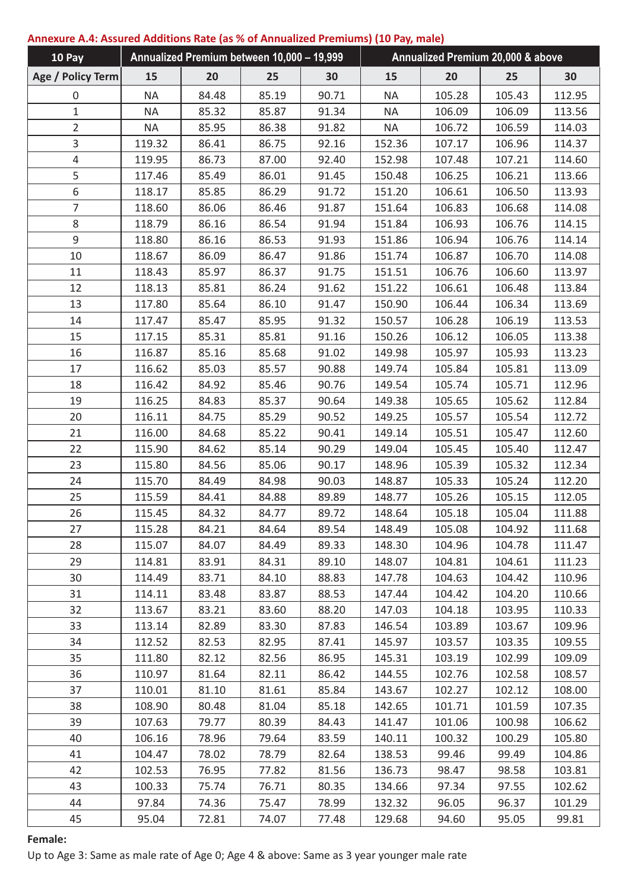**Annexure A.4: Assured Additions Rate (as % of Annualized Premiums) (10 Pay, male)**

| 10 Pay | Annualized Premium between 10,000 – 19,999 | | | | Annualized Premium 20,000 & above | | | |
|---|---|---|---|---|---|---|---|---|
| Age / Policy Term | 15 | 20 | 25 | 30 | 15 | 20 | 25 | 30 |
| 0 | NA | 84.48 | 85.19 | 90.71 | NA | 105.28 | 105.43 | 112.95 |
| 1 | NA | 85.32 | 85.87 | 91.34 | NA | 106.09 | 106.09 | 113.56 |
| 2 | NA | 85.95 | 86.38 | 91.82 | NA | 106.72 | 106.59 | 114.03 |
| 3 | 119.32 | 86.41 | 86.75 | 92.16 | 152.36 | 107.17 | 106.96 | 114.37 |
| 4 | 119.95 | 86.73 | 87.00 | 92.40 | 152.98 | 107.48 | 107.21 | 114.60 |
| 5 | 117.46 | 85.49 | 86.01 | 91.45 | 150.48 | 106.25 | 106.21 | 113.66 |
| 6 | 118.17 | 85.85 | 86.29 | 91.72 | 151.20 | 106.61 | 106.50 | 113.93 |
| 7 | 118.60 | 86.06 | 86.46 | 91.87 | 151.64 | 106.83 | 106.68 | 114.08 |
| 8 | 118.79 | 86.16 | 86.54 | 91.94 | 151.84 | 106.93 | 106.76 | 114.15 |
| 9 | 118.80 | 86.16 | 86.53 | 91.93 | 151.86 | 106.94 | 106.76 | 114.14 |
| 10 | 118.67 | 86.09 | 86.47 | 91.86 | 151.74 | 106.87 | 106.70 | 114.08 |
| 11 | 118.43 | 85.97 | 86.37 | 91.75 | 151.51 | 106.76 | 106.60 | 113.97 |
| 12 | 118.13 | 85.81 | 86.24 | 91.62 | 151.22 | 106.61 | 106.48 | 113.84 |
| 13 | 117.80 | 85.64 | 86.10 | 91.47 | 150.90 | 106.44 | 106.34 | 113.69 |
| 14 | 117.47 | 85.47 | 85.95 | 91.32 | 150.57 | 106.28 | 106.19 | 113.53 |
| 15 | 117.15 | 85.31 | 85.81 | 91.16 | 150.26 | 106.12 | 106.05 | 113.38 |
| 16 | 116.87 | 85.16 | 85.68 | 91.02 | 149.98 | 105.97 | 105.93 | 113.23 |
| 17 | 116.62 | 85.03 | 85.57 | 90.88 | 149.74 | 105.84 | 105.81 | 113.09 |
| 18 | 116.42 | 84.92 | 85.46 | 90.76 | 149.54 | 105.74 | 105.71 | 112.96 |
| 19 | 116.25 | 84.83 | 85.37 | 90.64 | 149.38 | 105.65 | 105.62 | 112.84 |
| 20 | 116.11 | 84.75 | 85.29 | 90.52 | 149.25 | 105.57 | 105.54 | 112.72 |
| 21 | 116.00 | 84.68 | 85.22 | 90.41 | 149.14 | 105.51 | 105.47 | 112.60 |
| 22 | 115.90 | 84.62 | 85.14 | 90.29 | 149.04 | 105.45 | 105.40 | 112.47 |
| 23 | 115.80 | 84.56 | 85.06 | 90.17 | 148.96 | 105.39 | 105.32 | 112.34 |
| 24 | 115.70 | 84.49 | 84.98 | 90.03 | 148.87 | 105.33 | 105.24 | 112.20 |
| 25 | 115.59 | 84.41 | 84.88 | 89.89 | 148.77 | 105.26 | 105.15 | 112.05 |
| 26 | 115.45 | 84.32 | 84.77 | 89.72 | 148.64 | 105.18 | 105.04 | 111.88 |
| 27 | 115.28 | 84.21 | 84.64 | 89.54 | 148.49 | 105.08 | 104.92 | 111.68 |
| 28 | 115.07 | 84.07 | 84.49 | 89.33 | 148.30 | 104.96 | 104.78 | 111.47 |
| 29 | 114.81 | 83.91 | 84.31 | 89.10 | 148.07 | 104.81 | 104.61 | 111.23 |
| 30 | 114.49 | 83.71 | 84.10 | 88.83 | 147.78 | 104.63 | 104.42 | 110.96 |
| 31 | 114.11 | 83.48 | 83.87 | 88.53 | 147.44 | 104.42 | 104.20 | 110.66 |
| 32 | 113.67 | 83.21 | 83.60 | 88.20 | 147.03 | 104.18 | 103.95 | 110.33 |
| 33 | 113.14 | 82.89 | 83.30 | 87.83 | 146.54 | 103.89 | 103.67 | 109.96 |
| 34 | 112.52 | 82.53 | 82.95 | 87.41 | 145.97 | 103.57 | 103.35 | 109.55 |
| 35 | 111.80 | 82.12 | 82.56 | 86.95 | 145.31 | 103.19 | 102.99 | 109.09 |
| 36 | 110.97 | 81.64 | 82.11 | 86.42 | 144.55 | 102.76 | 102.58 | 108.57 |
| 37 | 110.01 | 81.10 | 81.61 | 85.84 | 143.67 | 102.27 | 102.12 | 108.00 |
| 38 | 108.90 | 80.48 | 81.04 | 85.18 | 142.65 | 101.71 | 101.59 | 107.35 |
| 39 | 107.63 | 79.77 | 80.39 | 84.43 | 141.47 | 101.06 | 100.98 | 106.62 |
| 40 | 106.16 | 78.96 | 79.64 | 83.59 | 140.11 | 100.32 | 100.29 | 105.80 |
| 41 | 104.47 | 78.02 | 78.79 | 82.64 | 138.53 | 99.46 | 99.49 | 104.86 |
| 42 | 102.53 | 76.95 | 77.82 | 81.56 | 136.73 | 98.47 | 98.58 | 103.81 |
| 43 | 100.33 | 75.74 | 76.71 | 80.35 | 134.66 | 97.34 | 97.55 | 102.62 |
| 44 | 97.84 | 74.36 | 75.47 | 78.99 | 132.32 | 96.05 | 96.37 | 101.29 |
| 45 | 95.04 | 72.81 | 74.07 | 77.48 | 129.68 | 94.60 | 95.05 | 99.81 |

**Female:**

Up to Age 3: Same as male rate of Age 0; Age 4 & above: Same as 3 year younger male rate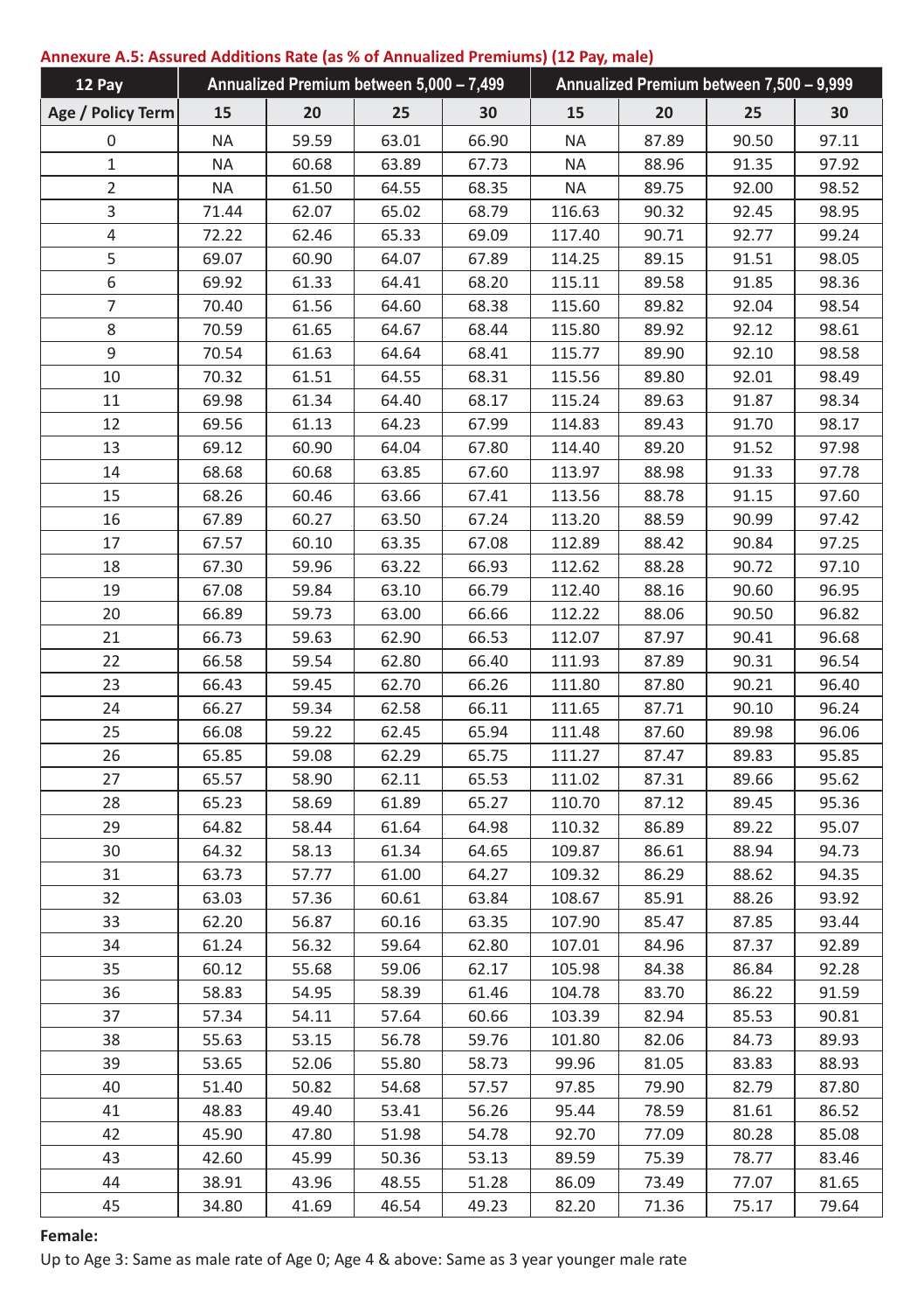**Annexure A.5: Assured Additions Rate (as % of Annualized Premiums) (12 Pay, male)**

| 12 Pay | Annualized Premium between 5,000 – 7,499 | | | | Annualized Premium between 7,500 – 9,999 | | | |
|---|---|---|---|---|---|---|---|---|
| Age / Policy Term | 15 | 20 | 25 | 30 | 15 | 20 | 25 | 30 |
| 0 | NA | 59.59 | 63.01 | 66.90 | NA | 87.89 | 90.50 | 97.11 |
| 1 | NA | 60.68 | 63.89 | 67.73 | NA | 88.96 | 91.35 | 97.92 |
| 2 | NA | 61.50 | 64.55 | 68.35 | NA | 89.75 | 92.00 | 98.52 |
| 3 | 71.44 | 62.07 | 65.02 | 68.79 | 116.63 | 90.32 | 92.45 | 98.95 |
| 4 | 72.22 | 62.46 | 65.33 | 69.09 | 117.40 | 90.71 | 92.77 | 99.24 |
| 5 | 69.07 | 60.90 | 64.07 | 67.89 | 114.25 | 89.15 | 91.51 | 98.05 |
| 6 | 69.92 | 61.33 | 64.41 | 68.20 | 115.11 | 89.58 | 91.85 | 98.36 |
| 7 | 70.40 | 61.56 | 64.60 | 68.38 | 115.60 | 89.82 | 92.04 | 98.54 |
| 8 | 70.59 | 61.65 | 64.67 | 68.44 | 115.80 | 89.92 | 92.12 | 98.61 |
| 9 | 70.54 | 61.63 | 64.64 | 68.41 | 115.77 | 89.90 | 92.10 | 98.58 |
| 10 | 70.32 | 61.51 | 64.55 | 68.31 | 115.56 | 89.80 | 92.01 | 98.49 |
| 11 | 69.98 | 61.34 | 64.40 | 68.17 | 115.24 | 89.63 | 91.87 | 98.34 |
| 12 | 69.56 | 61.13 | 64.23 | 67.99 | 114.83 | 89.43 | 91.70 | 98.17 |
| 13 | 69.12 | 60.90 | 64.04 | 67.80 | 114.40 | 89.20 | 91.52 | 97.98 |
| 14 | 68.68 | 60.68 | 63.85 | 67.60 | 113.97 | 88.98 | 91.33 | 97.78 |
| 15 | 68.26 | 60.46 | 63.66 | 67.41 | 113.56 | 88.78 | 91.15 | 97.60 |
| 16 | 67.89 | 60.27 | 63.50 | 67.24 | 113.20 | 88.59 | 90.99 | 97.42 |
| 17 | 67.57 | 60.10 | 63.35 | 67.08 | 112.89 | 88.42 | 90.84 | 97.25 |
| 18 | 67.30 | 59.96 | 63.22 | 66.93 | 112.62 | 88.28 | 90.72 | 97.10 |
| 19 | 67.08 | 59.84 | 63.10 | 66.79 | 112.40 | 88.16 | 90.60 | 96.95 |
| 20 | 66.89 | 59.73 | 63.00 | 66.66 | 112.22 | 88.06 | 90.50 | 96.82 |
| 21 | 66.73 | 59.63 | 62.90 | 66.53 | 112.07 | 87.97 | 90.41 | 96.68 |
| 22 | 66.58 | 59.54 | 62.80 | 66.40 | 111.93 | 87.89 | 90.31 | 96.54 |
| 23 | 66.43 | 59.45 | 62.70 | 66.26 | 111.80 | 87.80 | 90.21 | 96.40 |
| 24 | 66.27 | 59.34 | 62.58 | 66.11 | 111.65 | 87.71 | 90.10 | 96.24 |
| 25 | 66.08 | 59.22 | 62.45 | 65.94 | 111.48 | 87.60 | 89.98 | 96.06 |
| 26 | 65.85 | 59.08 | 62.29 | 65.75 | 111.27 | 87.47 | 89.83 | 95.85 |
| 27 | 65.57 | 58.90 | 62.11 | 65.53 | 111.02 | 87.31 | 89.66 | 95.62 |
| 28 | 65.23 | 58.69 | 61.89 | 65.27 | 110.70 | 87.12 | 89.45 | 95.36 |
| 29 | 64.82 | 58.44 | 61.64 | 64.98 | 110.32 | 86.89 | 89.22 | 95.07 |
| 30 | 64.32 | 58.13 | 61.34 | 64.65 | 109.87 | 86.61 | 88.94 | 94.73 |
| 31 | 63.73 | 57.77 | 61.00 | 64.27 | 109.32 | 86.29 | 88.62 | 94.35 |
| 32 | 63.03 | 57.36 | 60.61 | 63.84 | 108.67 | 85.91 | 88.26 | 93.92 |
| 33 | 62.20 | 56.87 | 60.16 | 63.35 | 107.90 | 85.47 | 87.85 | 93.44 |
| 34 | 61.24 | 56.32 | 59.64 | 62.80 | 107.01 | 84.96 | 87.37 | 92.89 |
| 35 | 60.12 | 55.68 | 59.06 | 62.17 | 105.98 | 84.38 | 86.84 | 92.28 |
| 36 | 58.83 | 54.95 | 58.39 | 61.46 | 104.78 | 83.70 | 86.22 | 91.59 |
| 37 | 57.34 | 54.11 | 57.64 | 60.66 | 103.39 | 82.94 | 85.53 | 90.81 |
| 38 | 55.63 | 53.15 | 56.78 | 59.76 | 101.80 | 82.06 | 84.73 | 89.93 |
| 39 | 53.65 | 52.06 | 55.80 | 58.73 | 99.96 | 81.05 | 83.83 | 88.93 |
| 40 | 51.40 | 50.82 | 54.68 | 57.57 | 97.85 | 79.90 | 82.79 | 87.80 |
| 41 | 48.83 | 49.40 | 53.41 | 56.26 | 95.44 | 78.59 | 81.61 | 86.52 |
| 42 | 45.90 | 47.80 | 51.98 | 54.78 | 92.70 | 77.09 | 80.28 | 85.08 |
| 43 | 42.60 | 45.99 | 50.36 | 53.13 | 89.59 | 75.39 | 78.77 | 83.46 |
| 44 | 38.91 | 43.96 | 48.55 | 51.28 | 86.09 | 73.49 | 77.07 | 81.65 |
| 45 | 34.80 | 41.69 | 46.54 | 49.23 | 82.20 | 71.36 | 75.17 | 79.64 |

**Female:**

Up to Age 3: Same as male rate of Age 0; Age 4 & above: Same as 3 year younger male rate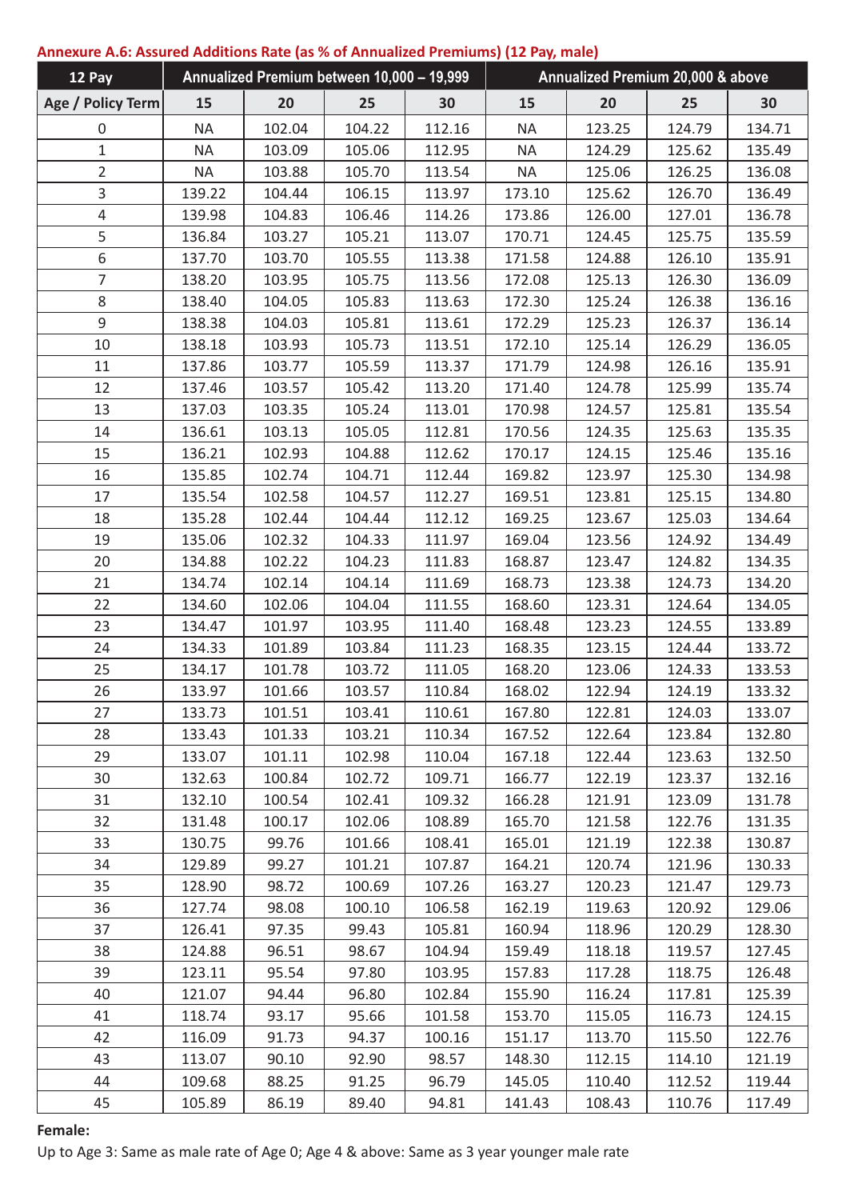**Annexure A.6: Assured Additions Rate (as % of Annualized Premiums) (12 Pay, male)**

| 12 Pay | Annualized Premium between 10,000 – 19,999 | | | | Annualized Premium 20,000 & above | | | |
|---|---|---|---|---|---|---|---|---|
| Age / Policy Term | 15 | 20 | 25 | 30 | 15 | 20 | 25 | 30 |
| 0 | NA | 102.04 | 104.22 | 112.16 | NA | 123.25 | 124.79 | 134.71 |
| 1 | NA | 103.09 | 105.06 | 112.95 | NA | 124.29 | 125.62 | 135.49 |
| 2 | NA | 103.88 | 105.70 | 113.54 | NA | 125.06 | 126.25 | 136.08 |
| 3 | 139.22 | 104.44 | 106.15 | 113.97 | 173.10 | 125.62 | 126.70 | 136.49 |
| 4 | 139.98 | 104.83 | 106.46 | 114.26 | 173.86 | 126.00 | 127.01 | 136.78 |
| 5 | 136.84 | 103.27 | 105.21 | 113.07 | 170.71 | 124.45 | 125.75 | 135.59 |
| 6 | 137.70 | 103.70 | 105.55 | 113.38 | 171.58 | 124.88 | 126.10 | 135.91 |
| 7 | 138.20 | 103.95 | 105.75 | 113.56 | 172.08 | 125.13 | 126.30 | 136.09 |
| 8 | 138.40 | 104.05 | 105.83 | 113.63 | 172.30 | 125.24 | 126.38 | 136.16 |
| 9 | 138.38 | 104.03 | 105.81 | 113.61 | 172.29 | 125.23 | 126.37 | 136.14 |
| 10 | 138.18 | 103.93 | 105.73 | 113.51 | 172.10 | 125.14 | 126.29 | 136.05 |
| 11 | 137.86 | 103.77 | 105.59 | 113.37 | 171.79 | 124.98 | 126.16 | 135.91 |
| 12 | 137.46 | 103.57 | 105.42 | 113.20 | 171.40 | 124.78 | 125.99 | 135.74 |
| 13 | 137.03 | 103.35 | 105.24 | 113.01 | 170.98 | 124.57 | 125.81 | 135.54 |
| 14 | 136.61 | 103.13 | 105.05 | 112.81 | 170.56 | 124.35 | 125.63 | 135.35 |
| 15 | 136.21 | 102.93 | 104.88 | 112.62 | 170.17 | 124.15 | 125.46 | 135.16 |
| 16 | 135.85 | 102.74 | 104.71 | 112.44 | 169.82 | 123.97 | 125.30 | 134.98 |
| 17 | 135.54 | 102.58 | 104.57 | 112.27 | 169.51 | 123.81 | 125.15 | 134.80 |
| 18 | 135.28 | 102.44 | 104.44 | 112.12 | 169.25 | 123.67 | 125.03 | 134.64 |
| 19 | 135.06 | 102.32 | 104.33 | 111.97 | 169.04 | 123.56 | 124.92 | 134.49 |
| 20 | 134.88 | 102.22 | 104.23 | 111.83 | 168.87 | 123.47 | 124.82 | 134.35 |
| 21 | 134.74 | 102.14 | 104.14 | 111.69 | 168.73 | 123.38 | 124.73 | 134.20 |
| 22 | 134.60 | 102.06 | 104.04 | 111.55 | 168.60 | 123.31 | 124.64 | 134.05 |
| 23 | 134.47 | 101.97 | 103.95 | 111.40 | 168.48 | 123.23 | 124.55 | 133.89 |
| 24 | 134.33 | 101.89 | 103.84 | 111.23 | 168.35 | 123.15 | 124.44 | 133.72 |
| 25 | 134.17 | 101.78 | 103.72 | 111.05 | 168.20 | 123.06 | 124.33 | 133.53 |
| 26 | 133.97 | 101.66 | 103.57 | 110.84 | 168.02 | 122.94 | 124.19 | 133.32 |
| 27 | 133.73 | 101.51 | 103.41 | 110.61 | 167.80 | 122.81 | 124.03 | 133.07 |
| 28 | 133.43 | 101.33 | 103.21 | 110.34 | 167.52 | 122.64 | 123.84 | 132.80 |
| 29 | 133.07 | 101.11 | 102.98 | 110.04 | 167.18 | 122.44 | 123.63 | 132.50 |
| 30 | 132.63 | 100.84 | 102.72 | 109.71 | 166.77 | 122.19 | 123.37 | 132.16 |
| 31 | 132.10 | 100.54 | 102.41 | 109.32 | 166.28 | 121.91 | 123.09 | 131.78 |
| 32 | 131.48 | 100.17 | 102.06 | 108.89 | 165.70 | 121.58 | 122.76 | 131.35 |
| 33 | 130.75 | 99.76 | 101.66 | 108.41 | 165.01 | 121.19 | 122.38 | 130.87 |
| 34 | 129.89 | 99.27 | 101.21 | 107.87 | 164.21 | 120.74 | 121.96 | 130.33 |
| 35 | 128.90 | 98.72 | 100.69 | 107.26 | 163.27 | 120.23 | 121.47 | 129.73 |
| 36 | 127.74 | 98.08 | 100.10 | 106.58 | 162.19 | 119.63 | 120.92 | 129.06 |
| 37 | 126.41 | 97.35 | 99.43 | 105.81 | 160.94 | 118.96 | 120.29 | 128.30 |
| 38 | 124.88 | 96.51 | 98.67 | 104.94 | 159.49 | 118.18 | 119.57 | 127.45 |
| 39 | 123.11 | 95.54 | 97.80 | 103.95 | 157.83 | 117.28 | 118.75 | 126.48 |
| 40 | 121.07 | 94.44 | 96.80 | 102.84 | 155.90 | 116.24 | 117.81 | 125.39 |
| 41 | 118.74 | 93.17 | 95.66 | 101.58 | 153.70 | 115.05 | 116.73 | 124.15 |
| 42 | 116.09 | 91.73 | 94.37 | 100.16 | 151.17 | 113.70 | 115.50 | 122.76 |
| 43 | 113.07 | 90.10 | 92.90 | 98.57 | 148.30 | 112.15 | 114.10 | 121.19 |
| 44 | 109.68 | 88.25 | 91.25 | 96.79 | 145.05 | 110.40 | 112.52 | 119.44 |
| 45 | 105.89 | 86.19 | 89.40 | 94.81 | 141.43 | 108.43 | 110.76 | 117.49 |

**Female:**

Up to Age 3: Same as male rate of Age 0; Age 4 & above: Same as 3 year younger male rate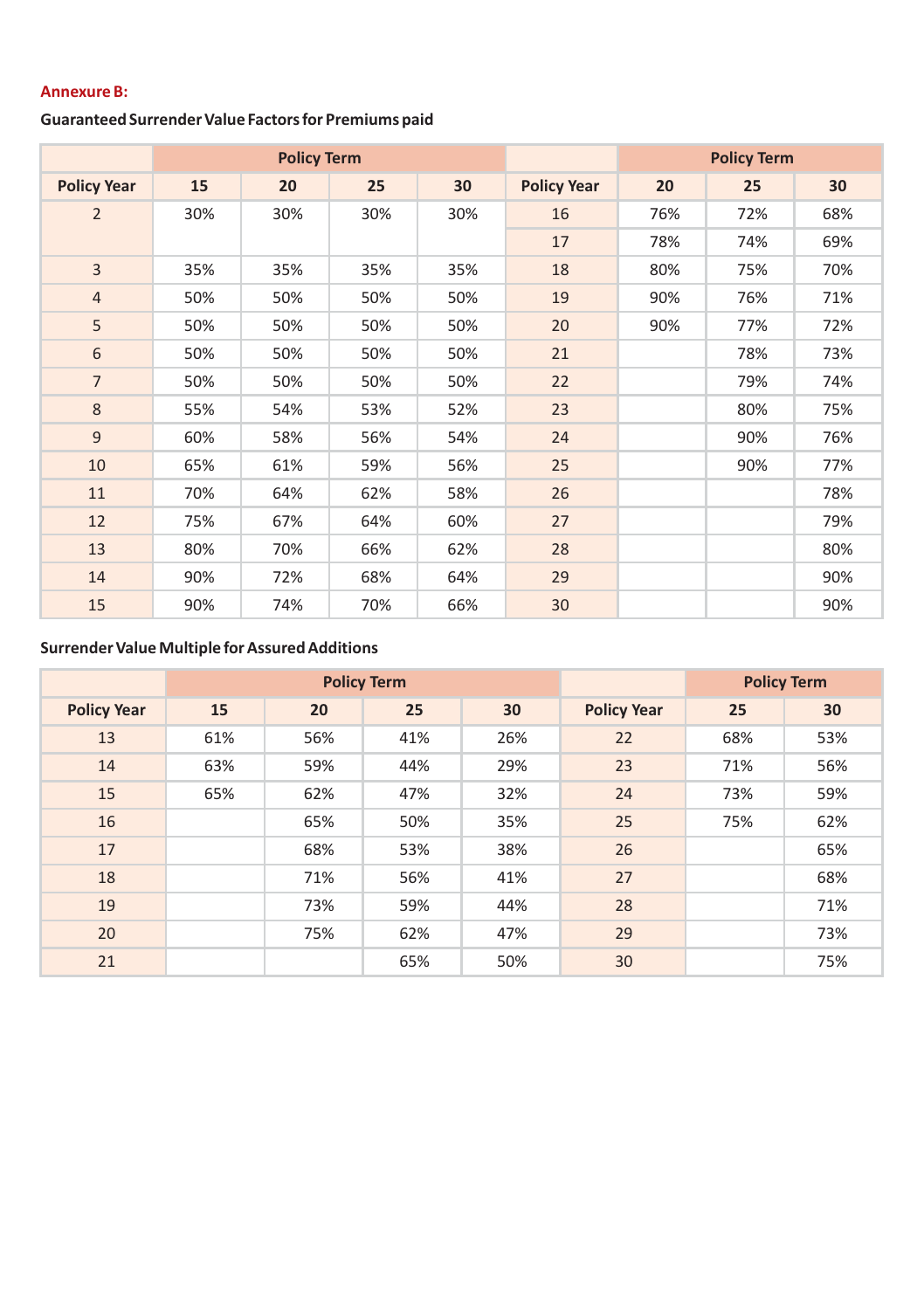**Annexure B:**

**Guaranteed Surrender Value Factors for Premiums paid**

| | Policy Term | | | | | Policy Term | | |
|---|---|---|---|---|---|---|---|---|
| Policy Year | 15 | 20 | 25 | 30 | Policy Year | 20 | 25 | 30 |
| 2 | 30% | 30% | 30% | 30% | 16 | 76% | 72% | 68% |
| | | | | | 17 | 78% | 74% | 69% |
| 3 | 35% | 35% | 35% | 35% | 18 | 80% | 75% | 70% |
| 4 | 50% | 50% | 50% | 50% | 19 | 90% | 76% | 71% |
| 5 | 50% | 50% | 50% | 50% | 20 | 90% | 77% | 72% |
| 6 | 50% | 50% | 50% | 50% | 21 | | 78% | 73% |
| 7 | 50% | 50% | 50% | 50% | 22 | | 79% | 74% |
| 8 | 55% | 54% | 53% | 52% | 23 | | 80% | 75% |
| 9 | 60% | 58% | 56% | 54% | 24 | | 90% | 76% |
| 10 | 65% | 61% | 59% | 56% | 25 | | 90% | 77% |
| 11 | 70% | 64% | 62% | 58% | 26 | | | 78% |
| 12 | 75% | 67% | 64% | 60% | 27 | | | 79% |
| 13 | 80% | 70% | 66% | 62% | 28 | | | 80% |
| 14 | 90% | 72% | 68% | 64% | 29 | | | 90% |
| 15 | 90% | 74% | 70% | 66% | 30 | | | 90% |

**Surrender Value Multiple for Assured Additions**

| | Policy Term | | | | | Policy Term | |
|---|---|---|---|---|---|---|---|
| Policy Year | 15 | 20 | 25 | 30 | Policy Year | 25 | 30 |
| 13 | 61% | 56% | 41% | 26% | 22 | 68% | 53% |
| 14 | 63% | 59% | 44% | 29% | 23 | 71% | 56% |
| 15 | 65% | 62% | 47% | 32% | 24 | 73% | 59% |
| 16 | | 65% | 50% | 35% | 25 | 75% | 62% |
| 17 | | 68% | 53% | 38% | 26 | | 65% |
| 18 | | 71% | 56% | 41% | 27 | | 68% |
| 19 | | 73% | 59% | 44% | 28 | | 71% |
| 20 | | 75% | 62% | 47% | 29 | | 73% |
| 21 | | | 65% | 50% | 30 | | 75% |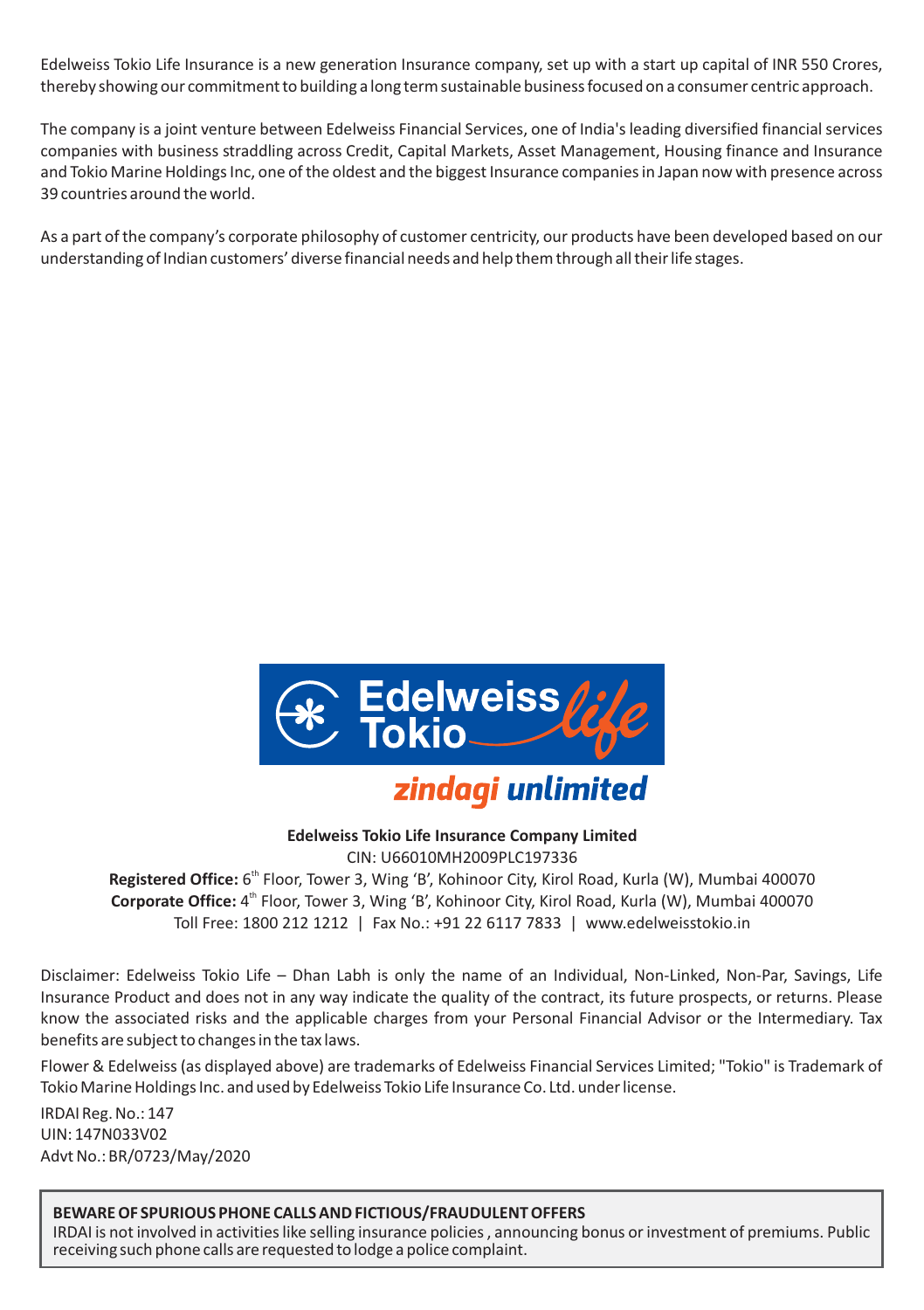Edelweiss Tokio Life Insurance is a new generation Insurance company, set up with a start up capital of INR 550 Crores, thereby showing our commitment to building a long term sustainable business focused on a consumer centric approach.

The company is a joint venture between Edelweiss Financial Services, one of India's leading diversified financial services companies with business straddling across Credit, Capital Markets, Asset Management, Housing finance and Insurance and Tokio Marine Holdings Inc, one of the oldest and the biggest Insurance companies in Japan now with presence across 39 countries around the world.

As a part of the company's corporate philosophy of customer centricity, our products have been developed based on our understanding of Indian customers' diverse financial needs and help them through all their life stages.

Edelweiss Tokio life

zindagi unlimited

**Edelweiss Tokio Life Insurance Company Limited**
CIN: U66010MH2009PLC197336
**Registered Office:** 6th Floor, Tower 3, Wing 'B', Kohinoor City, Kirol Road, Kurla (W), Mumbai 400070
**Corporate Office:** 4th Floor, Tower 3, Wing 'B', Kohinoor City, Kirol Road, Kurla (W), Mumbai 400070
Toll Free: 1800 212 1212 | Fax No.: +91 22 6117 7833 | www.edelweisstokio.in

Disclaimer: Edelweiss Tokio Life – Dhan Labh is only the name of an Individual, Non-Linked, Non-Par, Savings, Life Insurance Product and does not in any way indicate the quality of the contract, its future prospects, or returns. Please know the associated risks and the applicable charges from your Personal Financial Advisor or the Intermediary. Tax benefits are subject to changes in the tax laws.

Flower & Edelweiss (as displayed above) are trademarks of Edelweiss Financial Services Limited; "Tokio" is Trademark of Tokio Marine Holdings Inc. and used by Edelweiss Tokio Life Insurance Co. Ltd. under license.

IRDAI Reg. No.: 147
UIN: 147N033V02
Advt No.: BR/0723/May/2020

**BEWARE OF SPURIOUS PHONE CALLS AND FICTIOUS/FRAUDULENT OFFERS**
IRDAI is not involved in activities like selling insurance policies , announcing bonus or investment of premiums. Public receiving such phone calls are requested to lodge a police complaint.